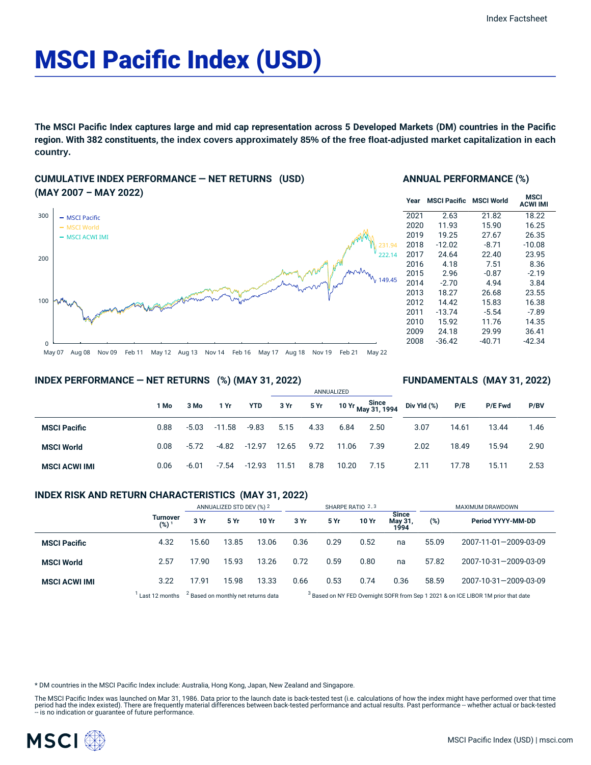# MSCI Pacific Index (USD)

**The MSCI Pacific Index captures large and mid cap representation across 5 Developed Markets (DM) countries in the Pacific region. With 382 constituents, the index covers approximately 85% of the free float-adjusted market capitalization in each country.**

## CUMULATIVE INDEX PERFORMANCE — NET RETURNS (USD) (MAY 2007 – MAY 2022)

- MSCI Pacific: 149.45
- MSCI World: 231.94
- MSCI ACWI IMI: 222.14

## ANNUAL PERFORMANCE (%)

| Year | MSCI Pacific | MSCI World | MSCI ACWI IMI |
|---|---|---|---|
| 2021 | 2.63 | 21.82 | 18.22 |
| 2020 | 11.93 | 15.90 | 16.25 |
| 2019 | 19.25 | 27.67 | 26.35 |
| 2018 | -12.02 | -8.71 | -10.08 |
| 2017 | 24.64 | 22.40 | 23.95 |
| 2016 | 4.18 | 7.51 | 8.36 |
| 2015 | 2.96 | -0.87 | -2.19 |
| 2014 | -2.70 | 4.94 | 3.84 |
| 2013 | 18.27 | 26.68 | 23.55 |
| 2012 | 14.42 | 15.83 | 16.38 |
| 2011 | -13.74 | -5.54 | -7.89 |
| 2010 | 15.92 | 11.76 | 14.35 |
| 2009 | 24.18 | 29.99 | 36.41 |
| 2008 | -36.42 | -40.71 | -42.34 |

## INDEX PERFORMANCE — NET RETURNS (%) (MAY 31, 2022) / FUNDAMENTALS (MAY 31, 2022)

| | | | | | ANNUALIZED | | | | | | | |
|---|---|---|---|---|---|---|---|---|---|---|---|---|
| | 1 Mo | 3 Mo | 1 Yr | YTD | 3 Yr | 5 Yr | 10 Yr | Since May 31, 1994 | Div Yld (%) | P/E | P/E Fwd | P/BV |
| **MSCI Pacific** | 0.88 | -5.03 | -11.58 | -9.83 | 5.15 | 4.33 | 6.84 | 2.50 | 3.07 | 14.61 | 13.44 | 1.46 |
| **MSCI World** | 0.08 | -5.72 | -4.82 | -12.97 | 12.65 | 9.72 | 11.06 | 7.39 | 2.02 | 18.49 | 15.94 | 2.90 |
| **MSCI ACWI IMI** | 0.06 | -6.01 | -7.54 | -12.93 | 11.51 | 8.78 | 10.20 | 7.15 | 2.11 | 17.78 | 15.11 | 2.53 |

## INDEX RISK AND RETURN CHARACTERISTICS (MAY 31, 2022)

| | | ANNUALIZED STD DEV (%) [2] | | | SHARPE RATIO [2,3] | | | | MAXIMUM DRAWDOWN | |
|---|---|---|---|---|---|---|---|---|---|---|
| | Turnover (%) [1] | 3 Yr | 5 Yr | 10 Yr | 3 Yr | 5 Yr | 10 Yr | Since May 31, 1994 | (%) | Period YYYY-MM-DD |
| **MSCI Pacific** | 4.32 | 15.60 | 13.85 | 13.06 | 0.36 | 0.29 | 0.52 | na | 55.09 | 2007-11-01—2009-03-09 |
| **MSCI World** | 2.57 | 17.90 | 15.93 | 13.26 | 0.72 | 0.59 | 0.80 | na | 57.82 | 2007-10-31—2009-03-09 |
| **MSCI ACWI IMI** | 3.22 | 17.91 | 15.98 | 13.33 | 0.66 | 0.53 | 0.74 | 0.36 | 58.59 | 2007-10-31—2009-03-09 |

[1] Last 12 months [2] Based on monthly net returns data [3] Based on NY FED Overnight SOFR from Sep 1 2021 & on ICE LIBOR 1M prior that date

* DM countries in the MSCI Pacific Index include: Australia, Hong Kong, Japan, New Zealand and Singapore.

The MSCI Pacific Index was launched on Mar 31, 1986. Data prior to the launch date is back-tested test (i.e. calculations of how the index might have performed over that time period had the index existed). There are frequently material differences between back-tested performance and actual results. Past performance -- whether actual or back-tested -- is no indication or guarantee of future performance.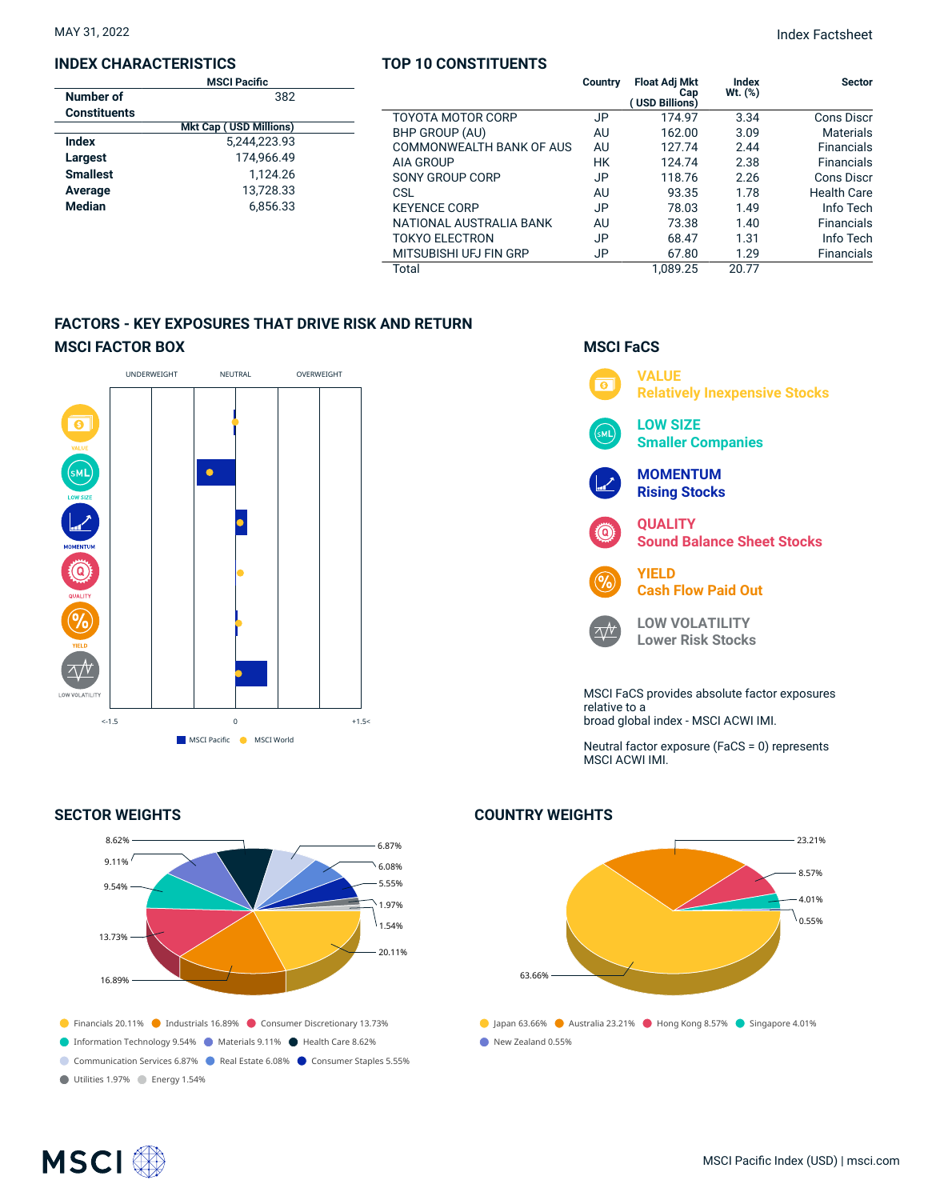MAY 31, 2022

Index Factsheet

## INDEX CHARACTERISTICS

| | MSCI Pacific |
|---|---|
| Number of Constituents | 382 |
| | Mkt Cap ( USD Millions) |
| Index | 5,244,223.93 |
| Largest | 174,966.49 |
| Smallest | 1,124.26 |
| Average | 13,728.33 |
| Median | 6,856.33 |

## TOP 10 CONSTITUENTS

| | Country | Float Adj Mkt Cap ( USD Billions) | Index Wt. (%) | Sector |
|---|---|---|---|---|
| TOYOTA MOTOR CORP | JP | 174.97 | 3.34 | Cons Discr |
| BHP GROUP (AU) | AU | 162.00 | 3.09 | Materials |
| COMMONWEALTH BANK OF AUS | AU | 127.74 | 2.44 | Financials |
| AIA GROUP | HK | 124.74 | 2.38 | Financials |
| SONY GROUP CORP | JP | 118.76 | 2.26 | Cons Discr |
| CSL | AU | 93.35 | 1.78 | Health Care |
| KEYENCE CORP | JP | 78.03 | 1.49 | Info Tech |
| NATIONAL AUSTRALIA BANK | AU | 73.38 | 1.40 | Financials |
| TOKYO ELECTRON | JP | 68.47 | 1.31 | Info Tech |
| MITSUBISHI UFJ FIN GRP | JP | 67.80 | 1.29 | Financials |
| Total | | 1,089.25 | 20.77 | |

## FACTORS - KEY EXPOSURES THAT DRIVE RISK AND RETURN

### MSCI FACTOR BOX

UNDERWEIGHT | NEUTRAL | OVERWEIGHT

VALUE, LOW SIZE, MOMENTUM, QUALITY, YIELD, LOW VOLATILITY

<-1.5 | 0 | +1.5<

MSCI Pacific | MSCI World

### MSCI FaCS

**VALUE**
Relatively Inexpensive Stocks

**LOW SIZE**
Smaller Companies

**MOMENTUM**
Rising Stocks

**QUALITY**
Sound Balance Sheet Stocks

**YIELD**
Cash Flow Paid Out

**LOW VOLATILITY**
Lower Risk Stocks

MSCI FaCS provides absolute factor exposures relative to a
broad global index - MSCI ACWI IMI.

Neutral factor exposure (FaCS = 0) represents MSCI ACWI IMI.

## SECTOR WEIGHTS

Financials 20.11% | Industrials 16.89% | Consumer Discretionary 13.73% | Information Technology 9.54% | Materials 9.11% | Health Care 8.62% | Communication Services 6.87% | Real Estate 6.08% | Consumer Staples 5.55% | Utilities 1.97% | Energy 1.54%

## COUNTRY WEIGHTS

Japan 63.66% | Australia 23.21% | Hong Kong 8.57% | Singapore 4.01% | New Zealand 0.55%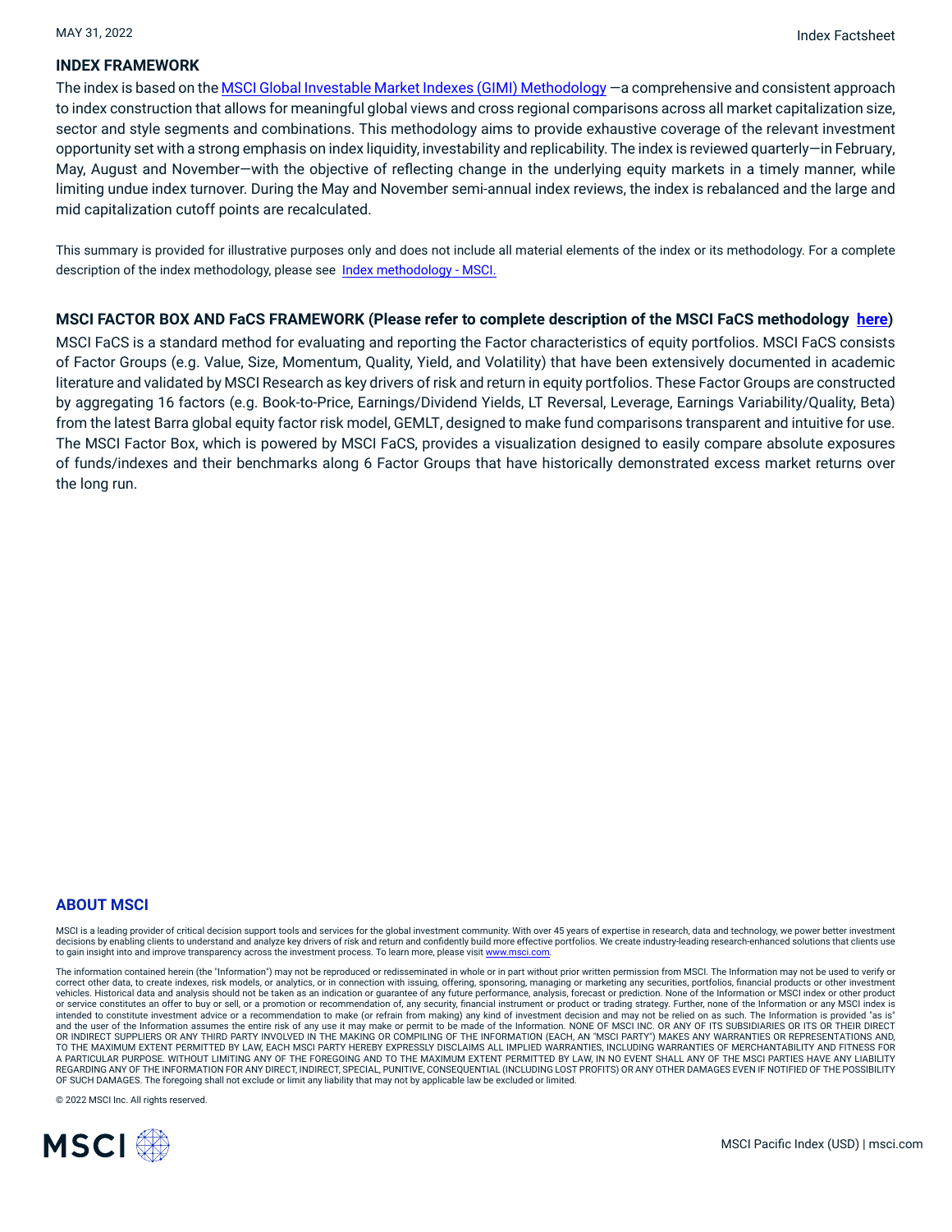## INDEX FRAMEWORK

The index is based on the [MSCI Global Investable Market Indexes (GIMI) Methodology](#) —a comprehensive and consistent approach to index construction that allows for meaningful global views and cross regional comparisons across all market capitalization size, sector and style segments and combinations. This methodology aims to provide exhaustive coverage of the relevant investment opportunity set with a strong emphasis on index liquidity, investability and replicability. The index is reviewed quarterly—in February, May, August and November—with the objective of reflecting change in the underlying equity markets in a timely manner, while limiting undue index turnover. During the May and November semi-annual index reviews, the index is rebalanced and the large and mid capitalization cutoff points are recalculated.

This summary is provided for illustrative purposes only and does not include all material elements of the index or its methodology. For a complete description of the index methodology, please see [Index methodology - MSCI.](#)

## MSCI FACTOR BOX AND FaCS FRAMEWORK (Please refer to complete description of the MSCI FaCS methodology [here](#))

MSCI FaCS is a standard method for evaluating and reporting the Factor characteristics of equity portfolios. MSCI FaCS consists of Factor Groups (e.g. Value, Size, Momentum, Quality, Yield, and Volatility) that have been extensively documented in academic literature and validated by MSCI Research as key drivers of risk and return in equity portfolios. These Factor Groups are constructed by aggregating 16 factors (e.g. Book-to-Price, Earnings/Dividend Yields, LT Reversal, Leverage, Earnings Variability/Quality, Beta) from the latest Barra global equity factor risk model, GEMLT, designed to make fund comparisons transparent and intuitive for use. The MSCI Factor Box, which is powered by MSCI FaCS, provides a visualization designed to easily compare absolute exposures of funds/indexes and their benchmarks along 6 Factor Groups that have historically demonstrated excess market returns over the long run.

## ABOUT MSCI

MSCI is a leading provider of critical decision support tools and services for the global investment community. With over 45 years of expertise in research, data and technology, we power better investment decisions by enabling clients to understand and analyze key drivers of risk and return and confidently build more effective portfolios. We create industry-leading research-enhanced solutions that clients use to gain insight into and improve transparency across the investment process. To learn more, please visit [www.msci.com](http://www.msci.com).

The information contained herein (the "Information") may not be reproduced or redisseminated in whole or in part without prior written permission from MSCI. The Information may not be used to verify or correct other data, to create indexes, risk models, or analytics, or in connection with issuing, offering, sponsoring, managing or marketing any securities, portfolios, financial products or other investment vehicles. Historical data and analysis should not be taken as an indication or guarantee of any future performance, analysis, forecast or prediction. None of the Information or MSCI index or other product or service constitutes an offer to buy or sell, or a promotion or recommendation of, any security, financial instrument or product or trading strategy. Further, none of the Information or any MSCI index is intended to constitute investment advice or a recommendation to make (or refrain from making) any kind of investment decision and may not be relied on as such. The Information is provided "as is" and the user of the Information assumes the entire risk of any use it may make or permit to be made of the Information. NONE OF MSCI INC. OR ANY OF ITS SUBSIDIARIES OR ITS OR THEIR DIRECT OR INDIRECT SUPPLIERS OR ANY THIRD PARTY INVOLVED IN THE MAKING OR COMPILING OF THE INFORMATION (EACH, AN "MSCI PARTY") MAKES ANY WARRANTIES OR REPRESENTATIONS AND, TO THE MAXIMUM EXTENT PERMITTED BY LAW, EACH MSCI PARTY HEREBY EXPRESSLY DISCLAIMS ALL IMPLIED WARRANTIES, INCLUDING WARRANTIES OF MERCHANTABILITY AND FITNESS FOR A PARTICULAR PURPOSE. WITHOUT LIMITING ANY OF THE FOREGOING AND TO THE MAXIMUM EXTENT PERMITTED BY LAW, IN NO EVENT SHALL ANY OF THE MSCI PARTIES HAVE ANY LIABILITY REGARDING ANY OF THE INFORMATION FOR ANY DIRECT, INDIRECT, SPECIAL, PUNITIVE, CONSEQUENTIAL (INCLUDING LOST PROFITS) OR ANY OTHER DAMAGES EVEN IF NOTIFIED OF THE POSSIBILITY OF SUCH DAMAGES. The foregoing shall not exclude or limit any liability that may not by applicable law be excluded or limited.

© 2022 MSCI Inc. All rights reserved.